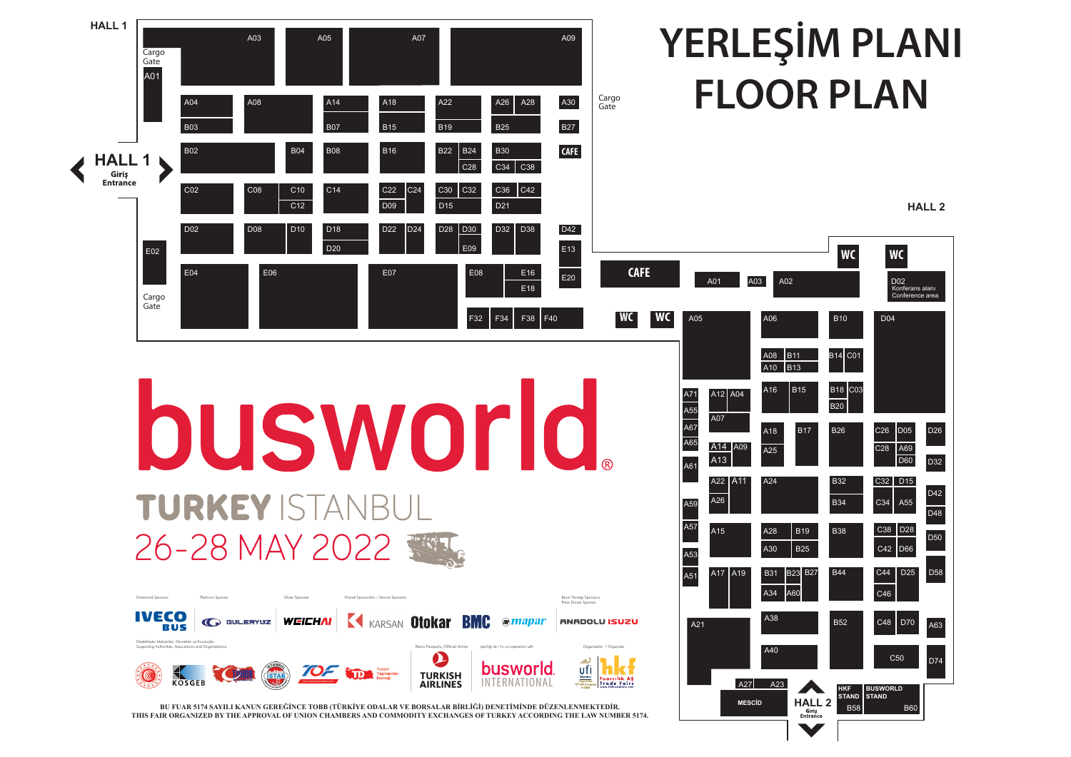# YERLEŞİM PLANI
# FLOOR PLAN

## HALL 1

Cargo Gate

A01, A03, A05, A07, A09

A04, A08, A14, A18, A22, A26, A28, A30

B03, B07, B15, B19, B25, B27

B02, B04, B08, B16, B22, B24, B30, CAFE

C28, C34, C38

C02, C08, C10, C14, C22, C24, C30, C32, C36, C42

C12, D09, D15, D21

D02, D08, D10, D18, D22, D24, D28, D30, D32, D38, D42

D20, E09, E13

E02, E04, E06, E07, E08, E16, E18, E20

Cargo Gate

F32, F34, F38, F40

Cargo Gate

**HALL 1**
Giriş
Entrance

CAFE

WC WC

## HALL 2

WC WC

A01, A03, A02

D02 Konferans alanı Conference area

A05, A06, B10, D04

A08, B11, B14, C01

A10, B13

A71, A12, A04, A16, B15, B18, C03

A55, B20

A07

A67, A18, B17, B26, C26, D05, D26

A65, A14, A09, A25, C28, A69

A13, D60, D32

A61

A22, A11, A24, B32, C32, D15

D42

A59, A26, B34, C34, A55

D48

A57, A15, A28, B19, B38, C38, D28

D50

A30, B25, C42, D66

A53

A51, A17, A19, B31, B23, B27, B44, C44, D25, D58

A34, A60, C46

A38

A21, B52, C48, D70, A63

A40

C50, D74

A27, A23

MESCİD

**HALL 2**
Giriş
Entrance

HKF STAND, BUSWORLD STAND

B58, B60

# busworld®

## TURKEY ISTANBUL

## 26-28 MAY 2022

Diamond Sponsor: IVECO BUS

Platinum Sponsor: GULERYUZ

Silver Sponsor: WEICHAI

Hizmet Sponsorları / Service Sponsors: KARSAN, Otokar, BMC, mapar

Basın Yemeği Sponsoru / Press Dinner Sponsor: ANADOLU ISUZU

Destekleyen Makamlar, Dernekler ve Kuruluşlar / Supporting Authorities, Associations and Organizations: KOSGEB, İSTAB, TOF, TD Turizm Taşımacıları Derneği

Resmi Havayolu / Official Airline: TURKISH AIRLINES

İşbirliği ile / In co-operation with: busworld INTERNATIONAL

Organizatör / Organizer: ufi, hkf Fuarcılık AŞ Trade Fairs

BU FUAR 5174 SAYILI KANUN GEREĞİNCE TOBB (TÜRKİYE ODALAR VE BORSALAR BİRLİĞİ) DENETİMİNDE DÜZENLENMEKTEDİR.
THIS FAIR ORGANIZED BY THE APPROVAL OF UNION CHAMBERS AND COMMODITY EXCHANGES OF TURKEY ACCORDING THE LAW NUMBER 5174.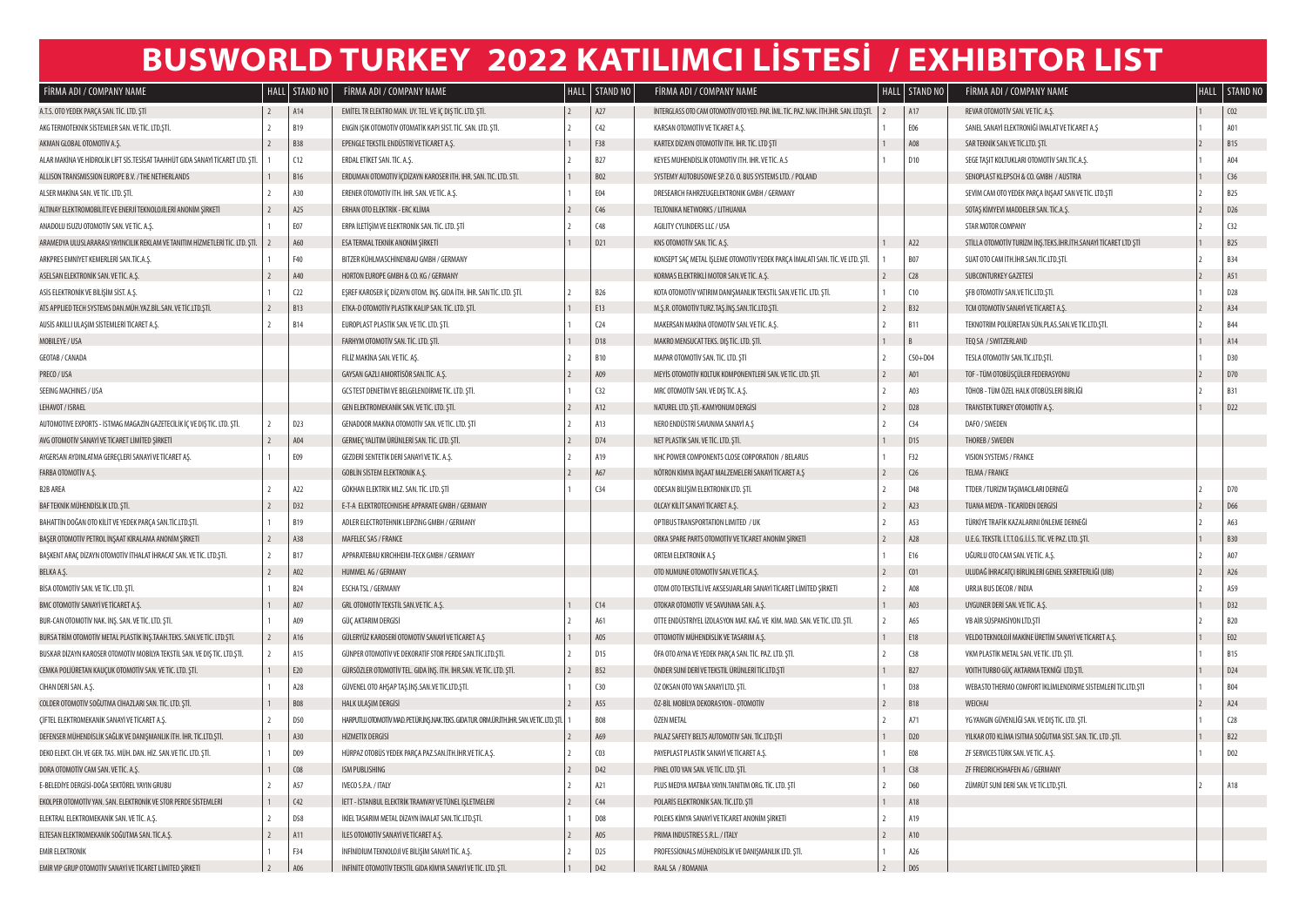# BUSWORLD TURKEY 2022 KATILIMCI LİSTESİ / EXHIBITOR LIST

| FİRMA ADI / COMPANY NAME | HALL | STAND NO | FİRMA ADI / COMPANY NAME | HALL | STAND NO | FİRMA ADI / COMPANY NAME | HALL | STAND NO | FİRMA ADI / COMPANY NAME | HALL | STAND NO |
|---|---|---|---|---|---|---|---|---|---|---|---|
| A.T.S. OTO YEDEK PARÇA SAN. TİC. LTD. ŞTİ | 2 | A14 | EMİTEL TR ELEKTRO MAN. UY. TEL. VE İÇ DIŞ TİC. LTD. ŞTİ. | 2 | A27 | İNTERGLASS OTO CAM OTOMOTİV OTO YED. PAR. İML. TİC. PAZ. NAK. İTH.İHR. SAN. LTD.ŞTİ. | 2 | A17 | REVAR OTOMOTİV SAN. VE TİC. A.Ş. | 1 | C02 |
| AKG TERMOTEKNİK SİSTEMLER SAN. VE TİC. LTD.ŞTİ. | 2 | B19 | ENGİN IŞIK OTOMOTİV OTOMATİK KAPI SİST. TİC. SAN. LTD. ŞTİ. | 2 | C42 | KARSAN OTOMOTİV VE TİCARET A.Ş. | 1 | E06 | SANEL SANAYİ ELEKTRONİĞİ İMALAT VE TİCARET A.Ş | 1 | A01 |
| AKMAN GLOBAL OTOMOTİV A.Ş. | 2 | B38 | EPENGLE TEKSTİL ENDÜSTRİ VE TİCARET A.Ş. | 1 | F38 | KARTEX DİZAYN OTOMOTİV İTH. İHR. TİC. LTD ŞTİ | 1 | A08 | SAR TEKNİK SAN. VE TİC.LTD. ŞTİ. | 2 | B15 |
| ALAR MAKİNA VE HİDROLİK LİFT SİS.TESİSAT TAAHHÜT GIDA SANAYİ TİCARET LTD. ŞTİ. | 1 | C12 | ERDAL ETİKET SAN. TİC. A.Ş. | 2 | B27 | KEYES MUHENDİSLİK OTOMOTİV İTH. İHR. VE TİC. A.S | 1 | D10 | SEGE TAŞIT KOLTUKLARI OTOMOTİV SAN.TİC.A.Ş. | 1 | A04 |
| ALLISON TRANSMISSION EUROPE B.V. / THE NETHERLANDS | 1 | B16 | ERDUMAN OTOMOTİV İÇDİZAYN KAROSER İTH. İHR. SAN. TİC. LTD. STİ. | 2 | B02 | SYSTEMY AUTOBUSOWE SP. Z O. O. BUS SYSTEMS LTD. / POLAND | | | SENOPLAST KLEPSCH & CO. GMBH / AUSTRIA | 1 | C36 |
| ALSER MAKİNA SAN. VE TİC. LTD. ŞTİ. | 2 | A30 | ERENER OTOMOTİV İTH. İHR. SAN. VE TİC. A.Ş. | 1 | E04 | DRESEARCH FAHRZEUGELEKTRONIK GMBH / GERMANY | | | SEVİM CAM OTO YEDEK PARÇA İNŞAAT SAN VE TİC. LTD.ŞTİ | 2 | B25 |
| ALTINAY ELEKTROMOBİLİTE VE ENERJİ TEKNOLOJİLERİ ANONİM ŞİRKETİ | 2 | A25 | ERHAN OTO ELEKTRIK - ERC KLİMA | 2 | C46 | TELTONIKA NETWORKS / LITHUANIA | | | SOTAŞ KİMYEVİ MADDELER SAN. TİC.A.Ş. | 2 | D26 |
| ANADOLU ISUZU OTOMOTİV SAN. VE TİC. A.Ş. | 1 | E07 | ERPA İLETİŞİM VE ELEKTRONİK SAN. TİC. LTD. ŞTİ | 2 | C48 | AGILITY CYLINDERS LLC / USA | | | STAR MOTOR COMPANY | 2 | C32 |
| ARAMEDYA ULUSLARARASI YAYINCILIK REKLAM VE TANITIM HİZMETLERİ TİC. LTD. ŞTİ. | 2 | A60 | ESA TERMAL TEKNİK ANONİM ŞİRKETİ | 1 | D21 | KNS OTOMOTİV SAN. TİC. A.Ş. | 1 | A22 | STİLLA OTOMOTİV TURİZM İNŞ.TEKS.İHR.İTH.SANAYİ TİCARET LTD ŞTİ | 1 | B25 |
| ARKPRES EMNİYET KEMERLERİ SAN.TİC.A.Ş. | 1 | F40 | BITZER KÜHLMASCHİNENBAU GMBH / GERMANY | | | KONSEPT SAÇ METAL İŞLEME OTOMOTİV YEDEK PARÇA İMALATI SAN. TİC. VE LTD. ŞTİ. | 1 | B07 | SUAT OTO CAM İTH.İHR.SAN.TİC.LTD.ŞTİ. | 2 | B34 |
| ASELSAN ELEKTRONİK SAN. VE TİC. A.Ş. | 2 | A40 | HORTON EUROPE GMBH & CO. KG / GERMANY | | | KORMAS ELEKTRİKLİ MOTOR SAN.VE TİC. A.Ş. | 2 | C28 | SUBCONTURKEY GAZETESİ | 2 | A51 |
| ASIS ELEKTRONİK VE BİLİŞİM SİST. A.Ş. | 1 | C22 | EŞREF KAROSER İÇ DİZAYN OTOM. İNŞ. GIDA İTH. İHR. SAN TİC. LTD. ŞTİ. | 2 | B26 | KOTA OTOMOTİV YATIRIM DANIŞMANLIK TEKSTİL SAN.VE TİC. LTD. ŞTİ. | 1 | C10 | ŞFB OTOMOTİV SAN.VE TİC.LTD.ŞTİ. | 1 | D28 |
| ATS APPLIED TECH SYSTEMS DAN.MÜH.YAZ.BİL.SAN. VE TİC.LTD.ŞTİ. | 2 | B13 | ETKA-D OTOMOTİV PLASTİK KALIP SAN. TİC. LTD. ŞTİ. | 1 | E13 | M.Ş.R. OTOMOTİV TURZ.TAŞ.İNŞ.SAN.TİC.LTD.ŞTİ. | 2 | B32 | TCM OTOMOTİV SANAYİ VE TİCARET A.Ş. | 2 | A34 |
| AUSİS AKILLI ULAŞIM SİSTEMLERİ TİCARET A.Ş. | 2 | B14 | EUROPLAST PLASTİK SAN. VE TİC. LTD. ŞTİ. | 1 | C24 | MAKERSAN MAKİNA OTOMOTİV SAN. VE TİC. A.Ş. | 2 | B11 | TEKNOTRİM POLİÜRETAN SÜN.PLAS.SAN.VE TİC.LTD.ŞTİ. | 2 | B44 |
| MOBILEYE / USA | | | FARHYM OTOMOTİV SAN. TİC. LTD. ŞTİ. | 1 | D18 | MAKRO MENSUCAT TEKS. DIŞ TİC. LTD. ŞTİ. | 1 | B | TEQ SA / SWITZERLAND | 1 | A14 |
| GEOTAB / CANADA | | | FİLİZ MAKİNA SAN. VE TİC. AŞ. | 2 | B10 | MAPAR OTOMOTİV SAN. TİC. LTD. ŞTİ | 2 | C50+D04 | TESLA OTOMOTİV SAN.TİC.LTD.ŞTİ. | 1 | D30 |
| PRECO / USA | | | GAYSAN GAZLI AMORTİSÖR SAN.TİC. A.Ş. | 2 | A09 | MEYİS OTOMOTİV KOLTUK KOMPONENTLERİ SAN. VE TİC. LTD. ŞTİ. | 2 | A01 | TOF - TÜM OTOBÜSÇÜLER FEDERASYONU | 2 | D70 |
| SEEING MACHINES / USA | | | GCS TEST DENETİM VE BELGELENDİRME TİC. LTD. ŞTİ. | 2 | C32 | MRC OTOMOTİV SAN. VE DIŞ TİC. A.Ş. | 2 | A03 | TÖHOB - TÜM ÖZEL HALK OTOBÜSLERİ BİRLİĞİ | 2 | B31 |
| LEHAVOT / ISRAEL | | | GEN ELEKTROMEKANİK SAN. VE TİC. LTD. ŞTİ. | 2 | A12 | NATUREL LTD. ŞTİ. -KAMYONUM DERGİSİ | 2 | D28 | TRANSTEK TURKEY OTOMOTİV A.Ş. | 1 | D22 |
| AUTOMOTIVE EXPORTS - İSTMAG MAGAZIN GAZETECİLİK İÇ VE DIŞ TİC. LTD. ŞTİ. | 2 | D23 | GENADOOR MAKİNA OTOMOTİV SAN. VE TİC. LTD. ŞTİ | 2 | A13 | NERO ENDÜSTRİ SAVUNMA SANAYİ A.Ş | 2 | C34 | DAFO / SWEDEN | | |
| AVG OTOMOTİV SANAYİ VE TİCARET LİMİTED ŞİRKETİ | 2 | A04 | GERMEÇ YALITIM ÜRÜNLERİ SAN. TİC. LTD. ŞTİ. | 2 | D74 | NET PLASTİK SAN. VE TİC. LTD. ŞTİ. | 1 | D15 | THOREB / SWEDEN | | |
| AYGERSAN AYDINLATMA GEREÇLERİ SANAYİ VE TİCARET AŞ. | 1 | E09 | GEZDERİ SENTETİK DERİ SANAYİ VE TİC. A.Ş. | 2 | A19 | NHC POWER COMPONENTS CLOSE CORPORATION / BELARUS | 1 | F32 | VISION SYSTEMS / FRANCE | | |
| FARBA OTOMOTİV A.Ş. | | | GOBLİN SİSTEM ELEKTRONİK A.Ş. | 2 | A67 | NÖTRON KİMYA İNŞAAT MALZEMELERİ SANAYİ TİCARET A.Ş | 2 | C26 | TELMA / FRANCE | | |
| B2B AREA | 2 | A22 | GÖKHAN ELEKTRIK MLZ. SAN. TİC. LTD. ŞTİ | 1 | C34 | ODESAN BİLİŞİM ELEKTRONİK LTD. ŞTİ. | 2 | D48 | TTDER / TURİZM TAŞIMACILARI DERNEĞİ | 2 | D70 |
| BAF TEKNİK MÜHENDİSLİK LTD. ŞTİ. | 2 | D32 | E-T-A ELEKTROTECHNISHE APPARATE GMBH / GERMANY | | | OLCAY KİLİT SANAYİ TİCARET A.Ş. | 2 | A23 | TUANA MEDYA - TİCARİDEN DERGİSİ | 2 | D66 |
| BAHATTİN DOĞAN OTO KİLİT VE YEDEK PARÇA SAN.TİC.LTD.ŞTİ. | 1 | B19 | ADLER ELECTROTEHNIK LEIPZING GMBH / GERMANY | | | OPTIBUS TRANSPORTATION LIMITED / UK | 2 | A53 | TÜRKİYE TRAFİK KAZALARINI ÖNLEME DERNEĞİ | 2 | A63 |
| BAŞER OTOMOTİV PETROL İNŞAAT KIRALAMA ANONİM ŞİRKETİ | 2 | A38 | MAFELEC SAS / FRANCE | | | ORKA SPARE PARTS OTOMOTİV VE TİCARET ANONİM ŞİRKETİ | 2 | A28 | U.E.G. TEKSTİL İ.T.T.O.G.İ.İ.S. TİC. VE PAZ. LTD. ŞTİ. | 2 | B30 |
| BAŞKENT ARAÇ DİZAYN OTOMOTİV İTHALAT İHRACAT SAN. VE TİC. LTD.ŞTİ. | 2 | B17 | APPARATEBAU KIRCHHEIM-TECK GMBH / GERMANY | | | ORTEM ELEKTRONİK A.Ş | 1 | E16 | UĞURLU OTO CAM SAN. VE TİC. A.Ş. | 2 | A07 |
| BELKA A.Ş. | 2 | A02 | HUMMEL AG / GERMANY | | | OTO NUMUNE OTOMOTİV SAN.VE TİC.A.Ş. | 2 | C01 | ULUDAĞ İHRACATÇI BİRLİKLERİ GENEL SEKRETERLİĞİ (UIB) | 2 | A26 |
| BİSA OTOMOTİV SAN. VE TİC. LTD. ŞTİ. | 1 | B24 | ESCHA TSL / GERMANY | | | OTOM OTO TEKSTİLİ VE AKSESUARLARI SANAYİ TİCARET LİMİTED ŞİRKETİ | 2 | A08 | URRJA BUS DECOR / INDIA | 2 | A59 |
| BMC OTOMOTİV SANAYİ VE TİCARET A.Ş. | 1 | A07 | GRL OTOMOTİV TEKSTİL SAN.VE TİC. A.Ş. | 1 | C14 | OTOKAR OTOMOTİV VE SAVUNMA SAN. A.Ş. | 1 | A03 | UYGUNER DERİ SAN. VE TİC. A.Ş. | 1 | D32 |
| BUR-CAN OTOMOTİV NAK. İNŞ. SAN. VE TİC. LTD. ŞTİ. | 1 | A09 | GÜÇ AKTARIM DERGİSİ | 2 | A61 | OTTE ENDÜSTRİYEL İZOLASYON MAT. KAĞ. VE KİM. MAD. SAN. VE TİC. LTD. ŞTİ. | 2 | A65 | VB AİR SÜSPANSİYON LTD.ŞTİ | 2 | B20 |
| BURSA TRİM OTOMOTİV METAL PLASTİK İNŞ.TAAH.TEKS. SAN.VE TİC. LTD.ŞTİ. | 2 | A16 | GÜLERYÜZ KAROSERİ OTOMOTİV SANAYİ VE TİCARET A.Ş | 1 | A05 | OTTOMOTİV MÜHENDİSLİK VE TASARIM A.Ş. | 1 | E18 | VELDO TEKNOLOJİ MAKİNE ÜRETİM SANAYİ VE TİCARET A.Ş. | 1 | E02 |
| BUSKAR DİZAYN KAROSER OTOMOTİV MOBİLYA TEKSTİL SAN. VE DIŞ TİC. LTD.ŞTİ. | 2 | A15 | GÜNPER OTOMOTİV VE DEKORATİF STOR PERDE SAN.TİC.LTD.ŞTİ. | 2 | D15 | ÖFA OTO AYNA VE YEDEK PARÇA SAN. TİC. PAZ. LTD. ŞTİ. | 2 | C38 | VKM PLASTİK METAL SAN. VE TİC. LTD. ŞTİ. | 1 | B15 |
| CEMKA POLİÜRETAN KAUÇUK OTOMOTİV SAN. VE TİC. LTD. ŞTİ. | 1 | E20 | GÜRSÖZLER OTOMOTİV TEL. GIDA İNŞ. İTH. İHR.SAN. VE TİC. LTD. ŞTİ. | 2 | B52 | ÖNDER SUNİ DERİ VE TEKSTİL ÜRÜNLERİ TİC.LTD.ŞTİ | 1 | B27 | VOITH TURBO GÜÇ AKTARMA TEKNİĞİ LTD.ŞTİ. | 1 | D24 |
| CİHAN DERİ SAN. A.Ş. | 1 | A28 | GÜVENEL OTO AHŞAP TAŞ.İNŞ.SAN.VE TİC.LTD.ŞTİ. | 1 | C30 | ÖZ OKSAN OTO YAN SANAYİ LTD. ŞTİ. | 1 | D38 | WEBASTO THERMO COMFORT İKLİMLENDİRME SİSTEMLERİ TİC.LTD.ŞTİ | 1 | B04 |
| COLDER OTOMOTİV SOĞUTMA CİHAZLARI SAN. TİC. LTD. ŞTİ. | 1 | B08 | HALK ULAŞIM DERGİSİ | 2 | A55 | ÖZ-BİL MOBİLYA DEKORASYON - OTOMOTİV | 2 | B18 | WEICHAI | 2 | A24 |
| ÇİFTEL ELEKTROMEKANİK SANAYİ VE TİCARET A.Ş. | 2 | D50 | HARPUTLU OTOMOTİV MAD.PET.ÜRÜNŞ.NAK.TEKS.GIDA TUR.ORM.ÜRİTH.İHR.SAN.VE TİC.LTD.ŞTİ. | 1 | B08 | ÖZEN METAL | 2 | A71 | YG YANGIN GÜVENLİĞİ SAN. VE DIŞ TİC. LTD. ŞTİ. | 1 | C28 |
| DEFENSER MÜHENDİSLİK SAĞLIK VE DANIŞMANLIK İTH. İHR. TİC.LTD.ŞTİ. | 1 | A30 | HİZMETIX DERGİSİ | 2 | A69 | PALAZ SAFETY BELTS AUTOMOTİV SAN. TİC.LTD.ŞTİ | 1 | D20 | YILKAR OTO KLİMA ISITMA SOĞUTMA SİST. SAN. TİC. LTD .ŞTİ. | 1 | B22 |
| DEKO ELEKT. CİH. VE GER. TAS. MÜH. DAN. HİZ. SAN.VE TİC. LTD. ŞTİ. | 1 | D09 | HÜRPAZ OTOBÜS YEDEK PARÇA PAZ.SAN.İTH.İHR.VE TİC.A.Ş. | 2 | C03 | PAYEPLAST PLASTİK SANAYİ VE TİCARET A.Ş. | 1 | E08 | ZF SERVICES TÜRK SAN. VE TİC. A.Ş. | 1 | D02 |
| DORA OTOMOTİV CAM SAN. VE TİC. A.Ş. | 1 | C08 | ISM PUBLISHING | 2 | D42 | PİNEL OTO YAN SAN. VE TİC. LTD. ŞTİ. | 1 | C38 | ZF FRIEDRICHSHAFEN AG / GERMANY | | |
| E-BELEDİYE DERGİSİ-DOĞA SEKTÖREL YAYIN GRUBU | 2 | A57 | IVECO S.P.A. / ITALY | 2 | A21 | PLUS MEDYA MATBAA YAYIN.TANITIM ORG. TİC. LTD. ŞTİ | 2 | D60 | ZÜMRÜT SUNİ DERİ SAN. VE TİC.LTD.ŞTİ. | 2 | A18 |
| EKOLPER OTOMOTİV YAN. SAN. ELEKTRONİK VE STOR PERDE SİSTEMLERİ | 1 | C42 | İETT - İSTANBUL ELEKTRİK TRAMVAY VE TÜNEL İŞLETMELERİ | 2 | C44 | POLARİS ELEKTRONİK SAN. TİC.LTD. ŞTİ | 1 | A18 | | | |
| ELEKTRAL ELEKTROMEKANİK SAN. VE TİC. A.Ş. | 2 | D58 | İKİEL TASARIM METAL DİZAYN İMALAT SAN.TİC.LTD.ŞTİ. | 1 | D08 | POLEKS KİMYA SANAYİ VE TİCARET ANONİM ŞİRKETİ | 2 | A19 | | | |
| ELTESAN ELEKTROMEKANİK SOĞUTMA SAN. TİC.A.Ş. | 2 | A11 | İLES OTOMOTİV SANAYİ VE TİCARET A.Ş. | 2 | A05 | PRIMA INDUSTRIES S.R.L. / ITALY | 2 | A10 | | | |
| EMİR ELEKTRONİK | 1 | F34 | İNFİNİDİUM TEKNOLOJİ VE BİLİŞİM SANAYİ TİC. A.Ş. | 2 | D25 | PROFESSİONALS MÜHENDİSLİK VE DANIŞMANLIK LTD. ŞTİ. | 1 | A26 | | | |
| EMİR VIP GRUP OTOMOTİV SANAYİ VE TİCARET LİMİTED ŞİRKETİ | 2 | A06 | İNFİNİTE OTOMOTİV TEKSTİL GIDA KİMYA SANAYİ VE TİC. LTD. ŞTİ. | 1 | D42 | RAAL SA / ROMANIA | 2 | D05 | | | |